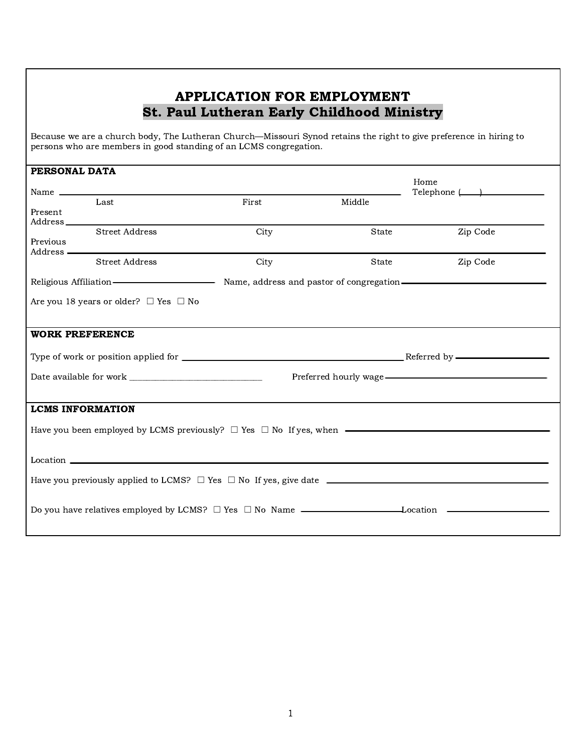# APPLICATION FOR EMPLOYMENT
## St. Paul Lutheran Early Childhood Ministry

Because we are a church body, The Lutheran Church—Missouri Synod retains the right to give preference in hiring to persons who are members in good standing of an LCMS congregation.

**PERSONAL DATA**

Name ______________________________________________ Home Telephone (____) ______________

Last          First          Middle

Present Address ______________________________________________

Street Address          City          State          Zip Code

Previous Address ______________________________________________

Street Address          City          State          Zip Code

Religious Affiliation ______________ Name, address and pastor of congregation ______________

Are you 18 years or older? ☐ Yes ☐ No

**WORK PREFERENCE**

Type of work or position applied for ______________________________ Referred by ______________

Date available for work ______________________ Preferred hourly wage ______________________

**LCMS INFORMATION**

Have you been employed by LCMS previously? ☐ Yes ☐ No If yes, when ______________________________

Location ______________________________________________

Have you previously applied to LCMS? ☐ Yes ☐ No If yes, give date ______________________________

Do you have relatives employed by LCMS? ☐ Yes ☐ No Name ______________ Location ______________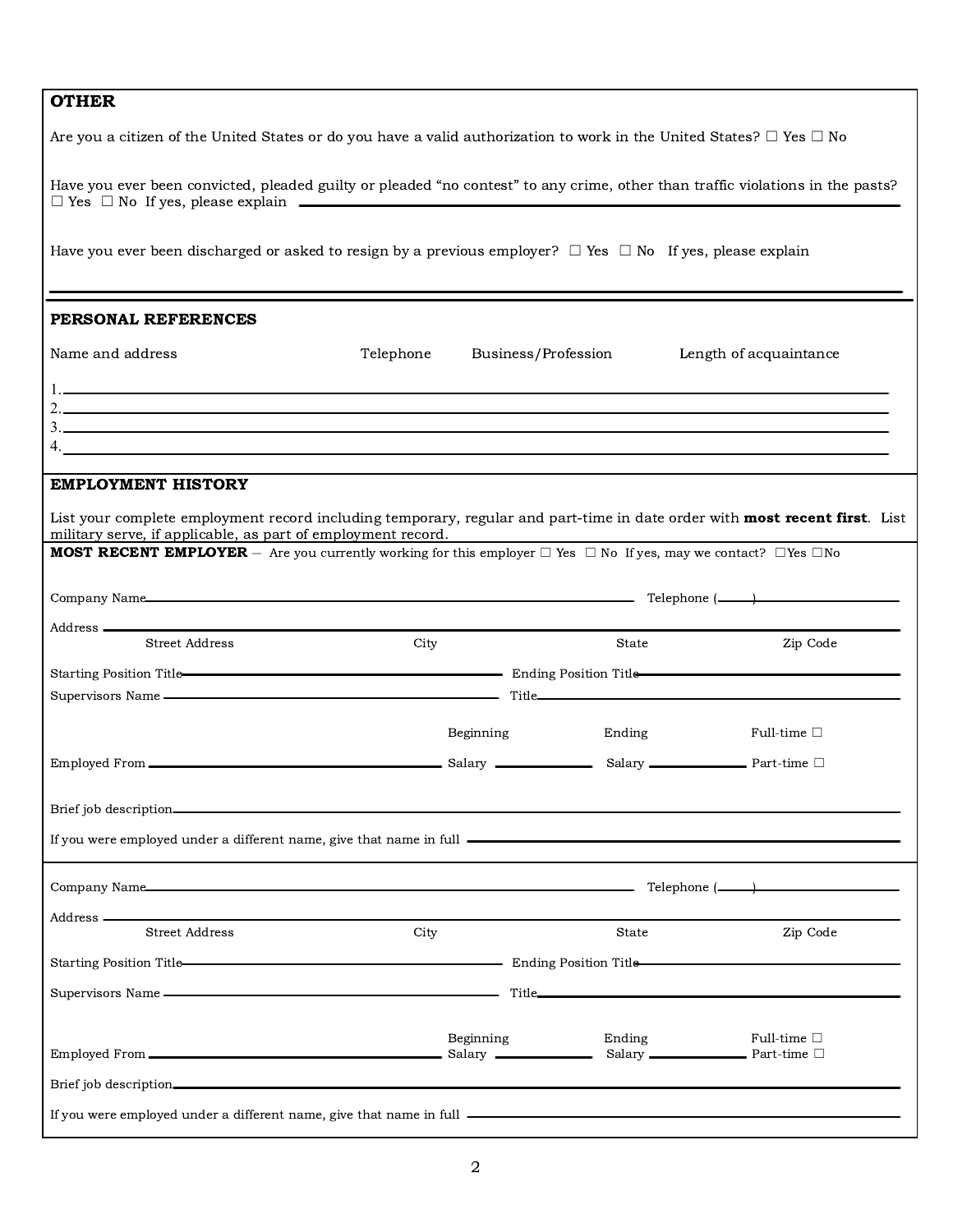## OTHER

Are you a citizen of the United States or do you have a valid authorization to work in the United States? ☐ Yes ☐ No

Have you ever been convicted, pleaded guilty or pleaded "no contest" to any crime, other than traffic violations in the pasts? ☐ Yes ☐ No If yes, please explain \_\_\_\_\_\_\_\_\_\_\_\_\_\_\_\_\_\_\_\_\_\_\_\_\_\_\_\_\_\_\_\_\_\_\_\_\_\_\_\_

Have you ever been discharged or asked to resign by a previous employer? ☐ Yes ☐ No If yes, please explain

\_\_\_\_\_\_\_\_\_\_\_\_\_\_\_\_\_\_\_\_\_\_\_\_\_\_\_\_\_\_\_\_\_\_\_\_\_\_\_\_\_\_\_\_\_\_\_\_\_\_\_\_\_\_\_\_\_\_\_\_\_\_\_\_\_\_\_\_\_\_\_\_\_\_\_\_

## PERSONAL REFERENCES

| Name and address | Telephone | Business/Profession | Length of acquaintance |
|---|---|---|---|
| 1. | | | |
| 2. | | | |
| 3. | | | |
| 4. | | | |

## EMPLOYMENT HISTORY

List your complete employment record including temporary, regular and part-time in date order with **most recent first**. List military serve, if applicable, as part of employment record.

**MOST RECENT EMPLOYER** – Are you currently working for this employer ☐ Yes ☐ No If yes, may we contact? ☐Yes ☐No

Company Name \_\_\_\_\_\_\_\_\_\_\_\_\_\_\_\_\_\_\_\_\_\_\_\_\_\_\_\_\_\_\_\_\_\_\_\_\_\_\_\_ Telephone (\_\_\_\_) \_\_\_\_\_\_\_\_\_\_\_\_\_\_\_\_

Address \_\_\_\_\_\_\_\_\_\_\_\_\_\_\_\_\_\_\_\_\_\_\_\_\_\_\_\_\_\_\_\_\_\_\_\_\_\_\_\_\_\_\_\_\_\_\_\_\_\_\_\_\_\_\_\_\_\_\_\_\_\_\_\_\_\_\_\_\_\_

Street Address City State Zip Code

Starting Position Title \_\_\_\_\_\_\_\_\_\_\_\_\_\_\_\_\_\_\_\_\_\_\_\_\_\_\_\_ Ending Position Title \_\_\_\_\_\_\_\_\_\_\_\_\_\_\_\_\_\_\_\_\_\_\_\_\_\_\_\_

Supervisors Name \_\_\_\_\_\_\_\_\_\_\_\_\_\_\_\_\_\_\_\_\_\_\_\_\_\_\_\_ Title \_\_\_\_\_\_\_\_\_\_\_\_\_\_\_\_\_\_\_\_\_\_\_\_\_\_\_\_

Employed From \_\_\_\_\_\_\_\_\_\_\_\_\_\_\_\_\_\_\_\_\_\_\_\_ Beginning Salary \_\_\_\_\_\_\_\_\_\_ Ending Salary \_\_\_\_\_\_\_\_\_\_ Full-time ☐ Part-time ☐

Brief job description \_\_\_\_\_\_\_\_\_\_\_\_\_\_\_\_\_\_\_\_\_\_\_\_\_\_\_\_\_\_\_\_\_\_\_\_\_\_\_\_\_\_\_\_\_\_\_\_\_\_\_\_\_\_\_\_\_\_\_\_

If you were employed under a different name, give that name in full \_\_\_\_\_\_\_\_\_\_\_\_\_\_\_\_\_\_\_\_\_\_\_\_\_\_\_\_\_\_\_\_

---

Company Name \_\_\_\_\_\_\_\_\_\_\_\_\_\_\_\_\_\_\_\_\_\_\_\_\_\_\_\_\_\_\_\_\_\_\_\_\_\_\_\_ Telephone (\_\_\_\_) \_\_\_\_\_\_\_\_\_\_\_\_\_\_\_\_

Address \_\_\_\_\_\_\_\_\_\_\_\_\_\_\_\_\_\_\_\_\_\_\_\_\_\_\_\_\_\_\_\_\_\_\_\_\_\_\_\_\_\_\_\_\_\_\_\_\_\_\_\_\_\_\_\_\_\_\_\_\_\_\_\_\_\_\_\_\_\_

Street Address City State Zip Code

Starting Position Title \_\_\_\_\_\_\_\_\_\_\_\_\_\_\_\_\_\_\_\_\_\_\_\_\_\_\_\_ Ending Position Title \_\_\_\_\_\_\_\_\_\_\_\_\_\_\_\_\_\_\_\_\_\_\_\_\_\_\_\_

Supervisors Name \_\_\_\_\_\_\_\_\_\_\_\_\_\_\_\_\_\_\_\_\_\_\_\_\_\_\_\_ Title \_\_\_\_\_\_\_\_\_\_\_\_\_\_\_\_\_\_\_\_\_\_\_\_\_\_\_\_

Employed From \_\_\_\_\_\_\_\_\_\_\_\_\_\_\_\_\_\_\_\_\_\_\_\_ Beginning Salary \_\_\_\_\_\_\_\_\_\_ Ending Salary \_\_\_\_\_\_\_\_\_\_ Full-time ☐ Part-time ☐

Brief job description \_\_\_\_\_\_\_\_\_\_\_\_\_\_\_\_\_\_\_\_\_\_\_\_\_\_\_\_\_\_\_\_\_\_\_\_\_\_\_\_\_\_\_\_\_\_\_\_\_\_\_\_\_\_\_\_\_\_\_\_

If you were employed under a different name, give that name in full \_\_\_\_\_\_\_\_\_\_\_\_\_\_\_\_\_\_\_\_\_\_\_\_\_\_\_\_\_\_\_\_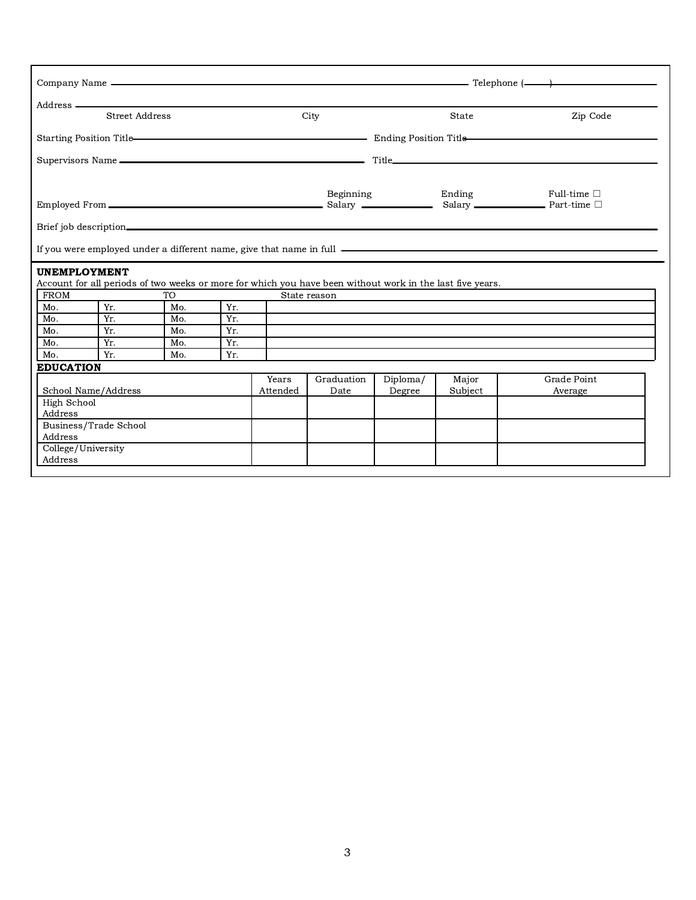Company Name ______________________________ Telephone (____) ______________

Address ___________________________________________________________________

Street Address | City | State | Zip Code

Starting Position Title ______________________ Ending Position Title ______________________

Supervisors Name ______________________ Title ______________________

Employed From ______________________ Beginning Salary ____________ Ending Salary ____________ Full-time ☐ Part-time ☐

Brief job description ___________________________________________________________________

If you were employed under a different name, give that name in full ______________________

**UNEMPLOYMENT**

Account for all periods of two weeks or more for which you have been without work in the last five years.

| FROM | | TO | | State reason |
|---|---|---|---|---|
| Mo. | Yr. | Mo. | Yr. | |
| Mo. | Yr. | Mo. | Yr. | |
| Mo. | Yr. | Mo. | Yr. | |
| Mo. | Yr. | Mo. | Yr. | |
| Mo. | Yr. | Mo. | Yr. | |

**EDUCATION**

| School Name/Address | Years Attended | Graduation Date | Diploma/ Degree | Major Subject | Grade Point Average |
|---|---|---|---|---|---|
| High School Address | | | | | |
| Business/Trade School Address | | | | | |
| College/University Address | | | | | |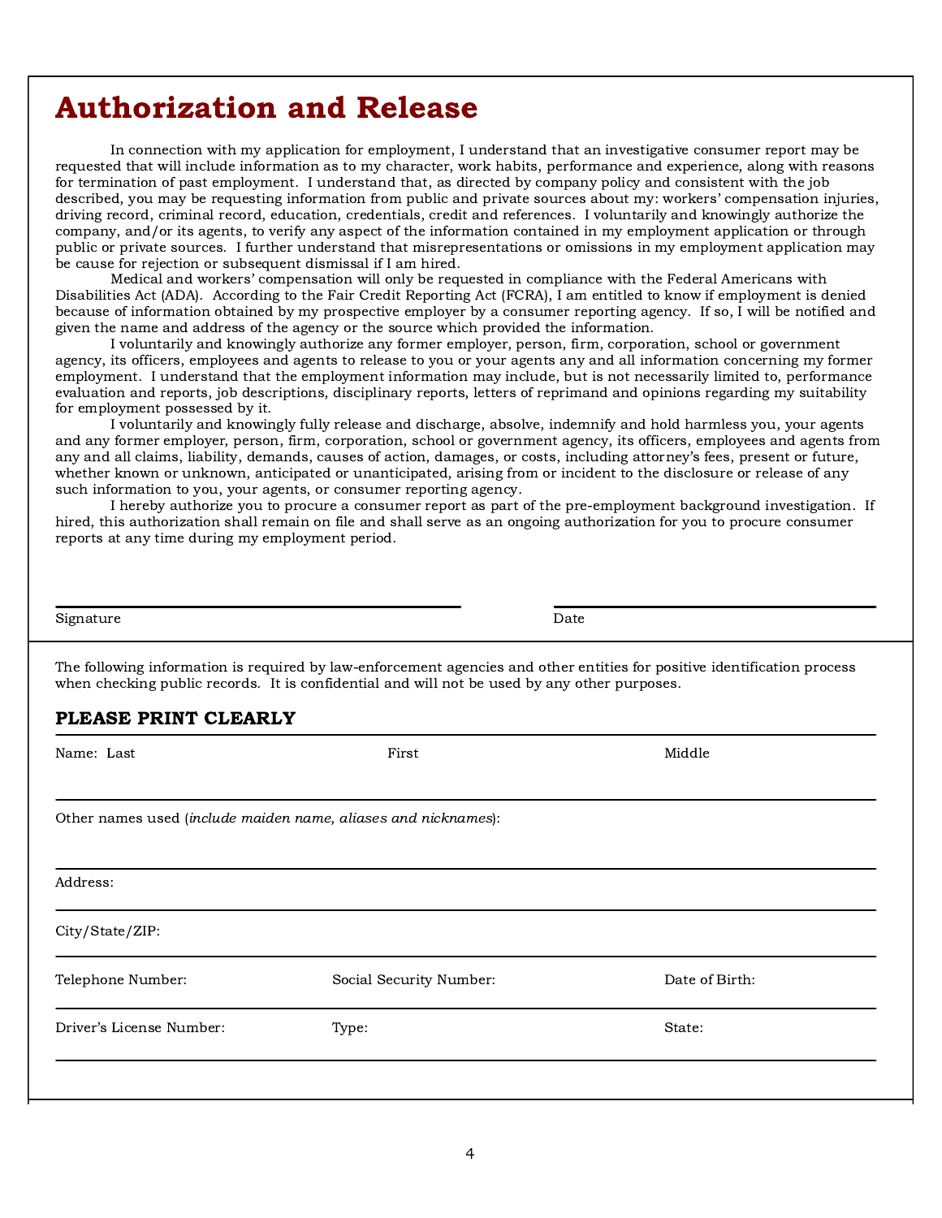# Authorization and Release

In connection with my application for employment, I understand that an investigative consumer report may be requested that will include information as to my character, work habits, performance and experience, along with reasons for termination of past employment. I understand that, as directed by company policy and consistent with the job described, you may be requesting information from public and private sources about my: workers' compensation injuries, driving record, criminal record, education, credentials, credit and references. I voluntarily and knowingly authorize the company, and/or its agents, to verify any aspect of the information contained in my employment application or through public or private sources. I further understand that misrepresentations or omissions in my employment application may be cause for rejection or subsequent dismissal if I am hired.

Medical and workers' compensation will only be requested in compliance with the Federal Americans with Disabilities Act (ADA). According to the Fair Credit Reporting Act (FCRA), I am entitled to know if employment is denied because of information obtained by my prospective employer by a consumer reporting agency. If so, I will be notified and given the name and address of the agency or the source which provided the information.

I voluntarily and knowingly authorize any former employer, person, firm, corporation, school or government agency, its officers, employees and agents to release to you or your agents any and all information concerning my former employment. I understand that the employment information may include, but is not necessarily limited to, performance evaluation and reports, job descriptions, disciplinary reports, letters of reprimand and opinions regarding my suitability for employment possessed by it.

I voluntarily and knowingly fully release and discharge, absolve, indemnify and hold harmless you, your agents and any former employer, person, firm, corporation, school or government agency, its officers, employees and agents from any and all claims, liability, demands, causes of action, damages, or costs, including attorney's fees, present or future, whether known or unknown, anticipated or unanticipated, arising from or incident to the disclosure or release of any such information to you, your agents, or consumer reporting agency.

I hereby authorize you to procure a consumer report as part of the pre-employment background investigation. If hired, this authorization shall remain on file and shall serve as an ongoing authorization for you to procure consumer reports at any time during my employment period.

Signature ______________________________ Date ______________________________

---

The following information is required by law-enforcement agencies and other entities for positive identification process when checking public records. It is confidential and will not be used by any other purposes.

**PLEASE PRINT CLEARLY**

Name: Last ______________ First ______________ Middle ______________

Other names used (*include maiden name, aliases and nicknames*): ______________

Address: ______________

City/State/ZIP: ______________

Telephone Number: ______________ Social Security Number: ______________ Date of Birth: ______________

Driver's License Number: ______________ Type: ______________ State: ______________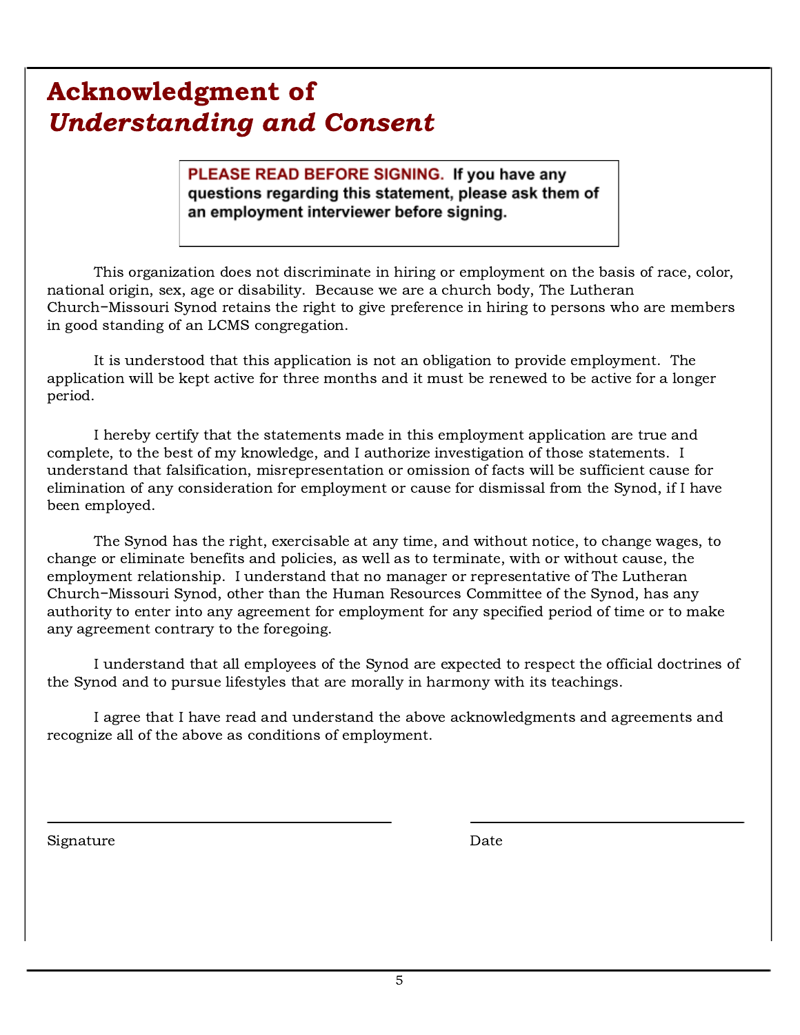# Acknowledgment of *Understanding and Consent*

**PLEASE READ BEFORE SIGNING. If you have any questions regarding this statement, please ask them of an employment interviewer before signing.**

This organization does not discriminate in hiring or employment on the basis of race, color, national origin, sex, age or disability. Because we are a church body, The Lutheran Church–Missouri Synod retains the right to give preference in hiring to persons who are members in good standing of an LCMS congregation.

It is understood that this application is not an obligation to provide employment. The application will be kept active for three months and it must be renewed to be active for a longer period.

I hereby certify that the statements made in this employment application are true and complete, to the best of my knowledge, and I authorize investigation of those statements. I understand that falsification, misrepresentation or omission of facts will be sufficient cause for elimination of any consideration for employment or cause for dismissal from the Synod, if I have been employed.

The Synod has the right, exercisable at any time, and without notice, to change wages, to change or eliminate benefits and policies, as well as to terminate, with or without cause, the employment relationship. I understand that no manager or representative of The Lutheran Church–Missouri Synod, other than the Human Resources Committee of the Synod, has any authority to enter into any agreement for employment for any specified period of time or to make any agreement contrary to the foregoing.

I understand that all employees of the Synod are expected to respect the official doctrines of the Synod and to pursue lifestyles that are morally in harmony with its teachings.

I agree that I have read and understand the above acknowledgments and agreements and recognize all of the above as conditions of employment.

\_\_\_\_\_\_\_\_\_\_\_\_\_\_\_\_\_\_\_\_\_\_\_\_\_\_\_\_\_\_\_\_\_\_\_\_\_\_\_\_ \_\_\_\_\_\_\_\_\_\_\_\_\_\_\_\_\_\_\_\_\_\_\_\_\_\_\_\_\_\_\_\_

Signature Date